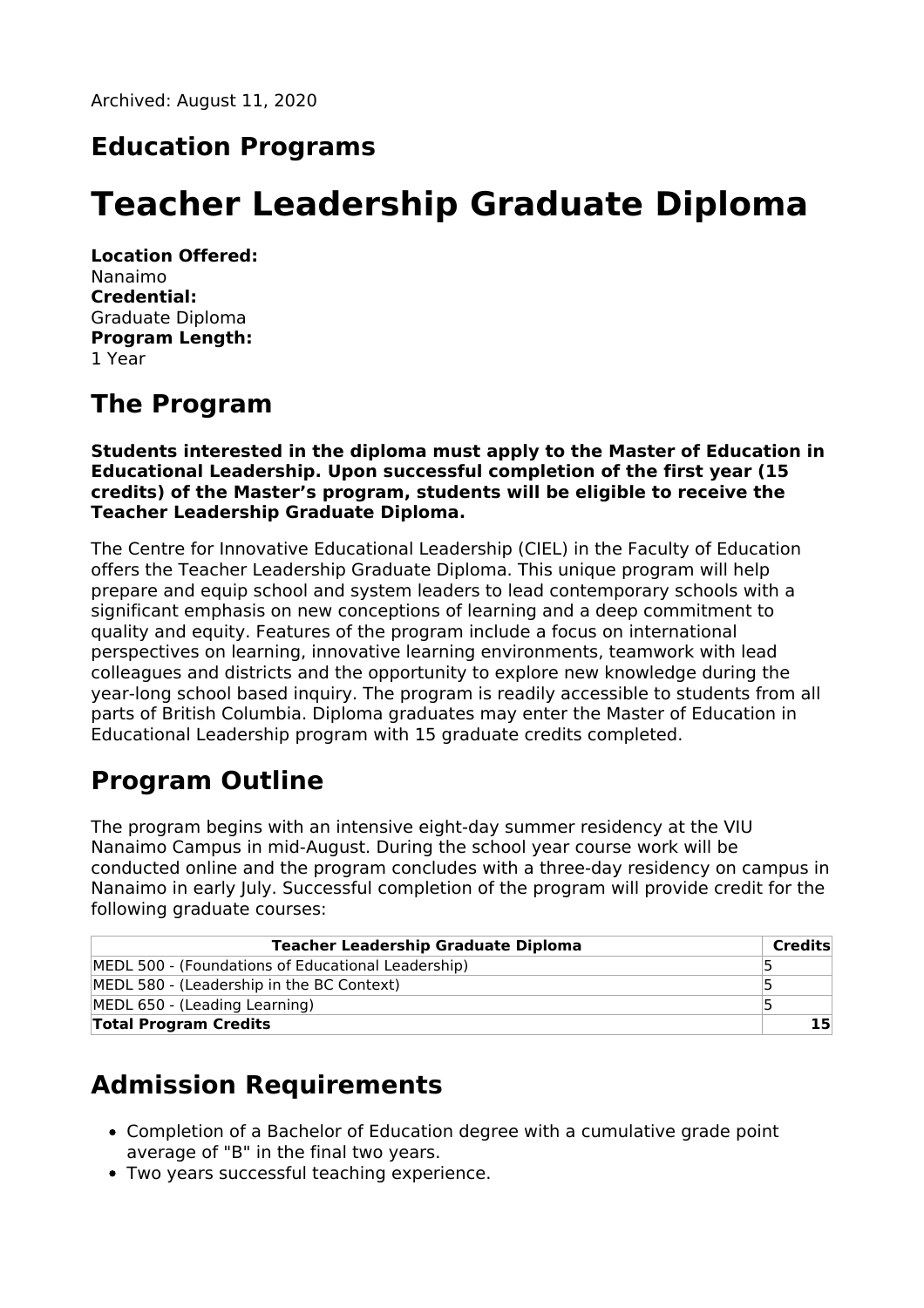Archived: August 11, 2020

## Education Programs

# Teacher Leadership Graduate Diploma

**Location Offered:**
Nanaimo
**Credential:**
Graduate Diploma
**Program Length:**
1 Year

## The Program

**Students interested in the diploma must apply to the Master of Education in Educational Leadership. Upon successful completion of the first year (15 credits) of the Master's program, students will be eligible to receive the Teacher Leadership Graduate Diploma.**

The Centre for Innovative Educational Leadership (CIEL) in the Faculty of Education offers the Teacher Leadership Graduate Diploma. This unique program will help prepare and equip school and system leaders to lead contemporary schools with a significant emphasis on new conceptions of learning and a deep commitment to quality and equity. Features of the program include a focus on international perspectives on learning, innovative learning environments, teamwork with lead colleagues and districts and the opportunity to explore new knowledge during the year-long school based inquiry. The program is readily accessible to students from all parts of British Columbia. Diploma graduates may enter the Master of Education in Educational Leadership program with 15 graduate credits completed.

## Program Outline

The program begins with an intensive eight-day summer residency at the VIU Nanaimo Campus in mid-August. During the school year course work will be conducted online and the program concludes with a three-day residency on campus in Nanaimo in early July. Successful completion of the program will provide credit for the following graduate courses:

| Teacher Leadership Graduate Diploma | Credits |
|---|---|
| MEDL 500 - (Foundations of Educational Leadership) | 5 |
| MEDL 580 - (Leadership in the BC Context) | 5 |
| MEDL 650 - (Leading Learning) | 5 |
| **Total Program Credits** | **15** |

## Admission Requirements

- Completion of a Bachelor of Education degree with a cumulative grade point average of "B" in the final two years.
- Two years successful teaching experience.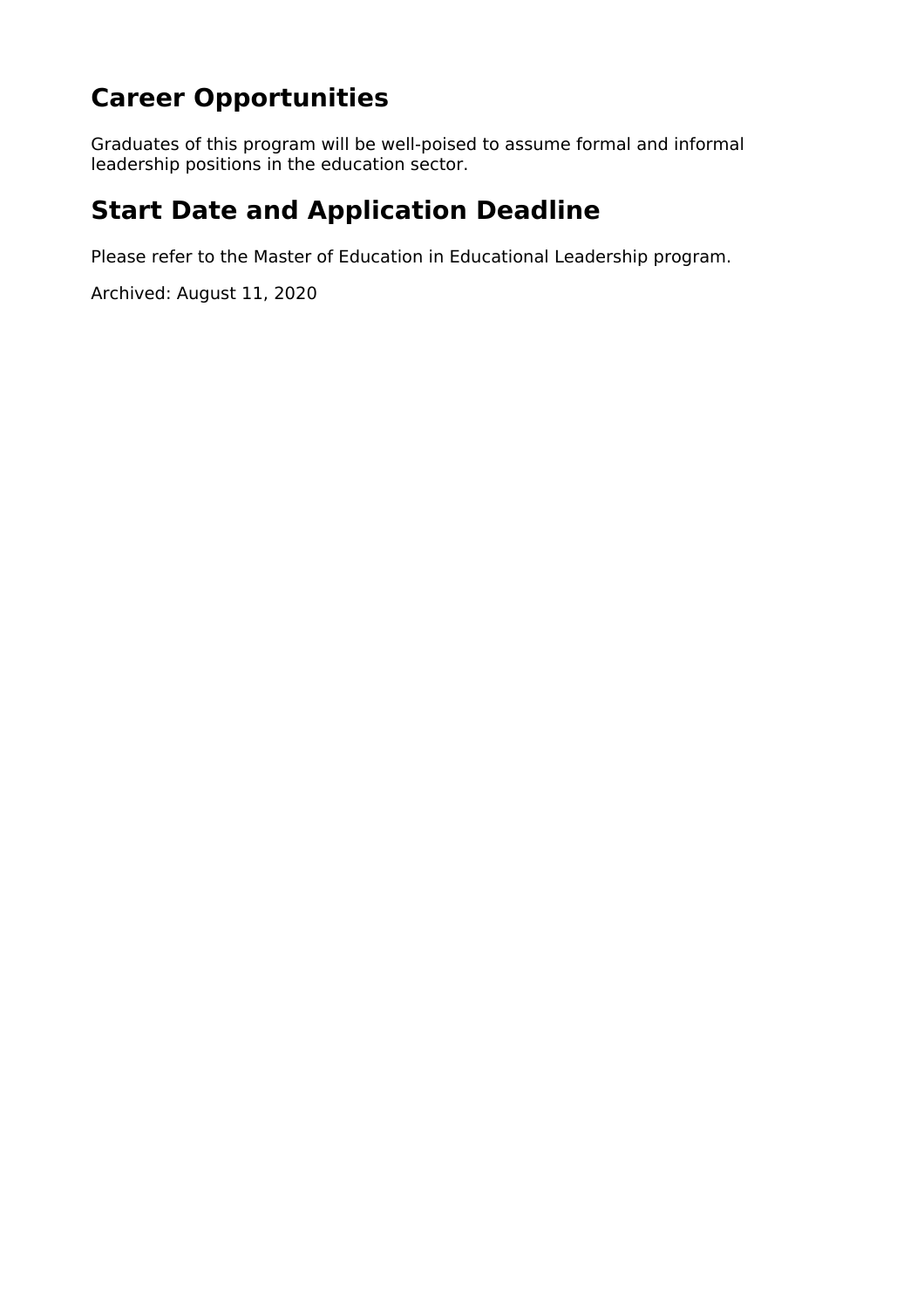## Career Opportunities

Graduates of this program will be well-poised to assume formal and informal leadership positions in the education sector.

## Start Date and Application Deadline

Please refer to the Master of Education in Educational Leadership program.

Archived: August 11, 2020